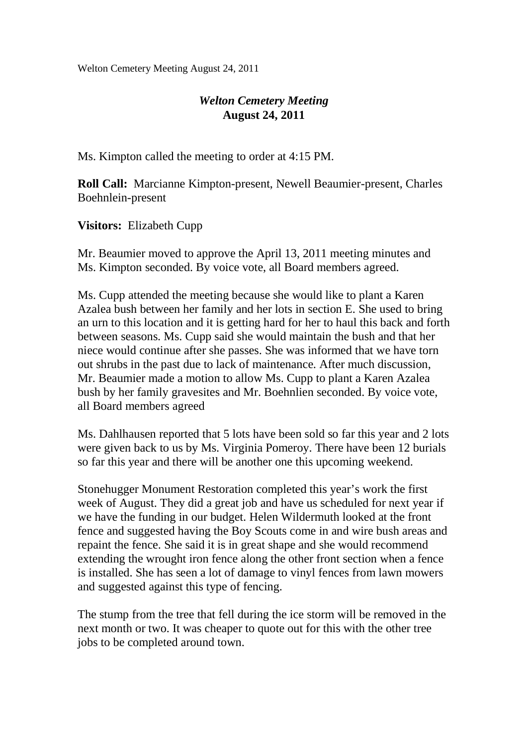# *Welton Cemetery Meeting*
**August 24, 2011**

Ms. Kimpton called the meeting to order at 4:15 PM.

**Roll Call:** Marcianne Kimpton-present, Newell Beaumier-present, Charles Boehnlein-present

**Visitors:** Elizabeth Cupp

Mr. Beaumier moved to approve the April 13, 2011 meeting minutes and Ms. Kimpton seconded. By voice vote, all Board members agreed.

Ms. Cupp attended the meeting because she would like to plant a Karen Azalea bush between her family and her lots in section E. She used to bring an urn to this location and it is getting hard for her to haul this back and forth between seasons. Ms. Cupp said she would maintain the bush and that her niece would continue after she passes. She was informed that we have torn out shrubs in the past due to lack of maintenance. After much discussion, Mr. Beaumier made a motion to allow Ms. Cupp to plant a Karen Azalea bush by her family gravesites and Mr. Boehnlien seconded. By voice vote, all Board members agreed

Ms. Dahlhausen reported that 5 lots have been sold so far this year and 2 lots were given back to us by Ms. Virginia Pomeroy. There have been 12 burials so far this year and there will be another one this upcoming weekend.

Stonehugger Monument Restoration completed this year's work the first week of August. They did a great job and have us scheduled for next year if we have the funding in our budget. Helen Wildermuth looked at the front fence and suggested having the Boy Scouts come in and wire bush areas and repaint the fence. She said it is in great shape and she would recommend extending the wrought iron fence along the other front section when a fence is installed. She has seen a lot of damage to vinyl fences from lawn mowers and suggested against this type of fencing.

The stump from the tree that fell during the ice storm will be removed in the next month or two. It was cheaper to quote out for this with the other tree jobs to be completed around town.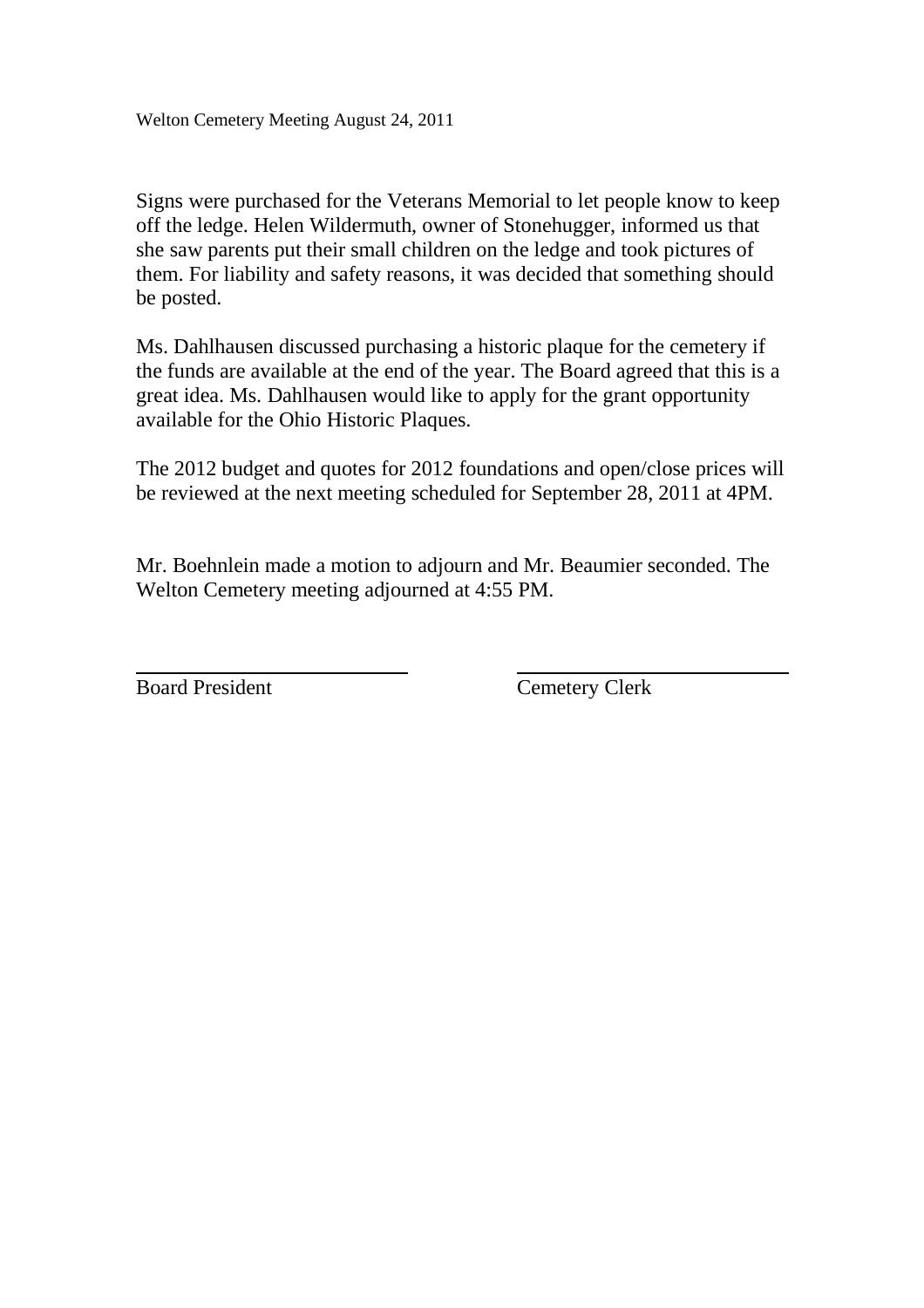Signs were purchased for the Veterans Memorial to let people know to keep off the ledge. Helen Wildermuth, owner of Stonehugger, informed us that she saw parents put their small children on the ledge and took pictures of them. For liability and safety reasons, it was decided that something should be posted.

Ms. Dahlhausen discussed purchasing a historic plaque for the cemetery if the funds are available at the end of the year. The Board agreed that this is a great idea. Ms. Dahlhausen would like to apply for the grant opportunity available for the Ohio Historic Plaques.

The 2012 budget and quotes for 2012 foundations and open/close prices will be reviewed at the next meeting scheduled for September 28, 2011 at 4PM.

Mr. Boehnlein made a motion to adjourn and Mr. Beaumier seconded. The Welton Cemetery meeting adjourned at 4:55 PM.

\_\_\_\_\_\_\_\_\_\_\_\_\_\_\_\_\_\_\_\_\_\_\_\_\_\_ &nbsp;&nbsp;&nbsp;&nbsp; \_\_\_\_\_\_\_\_\_\_\_\_\_\_\_\_\_\_\_\_\_\_\_\_\_\_

Board President &nbsp;&nbsp;&nbsp;&nbsp; Cemetery Clerk